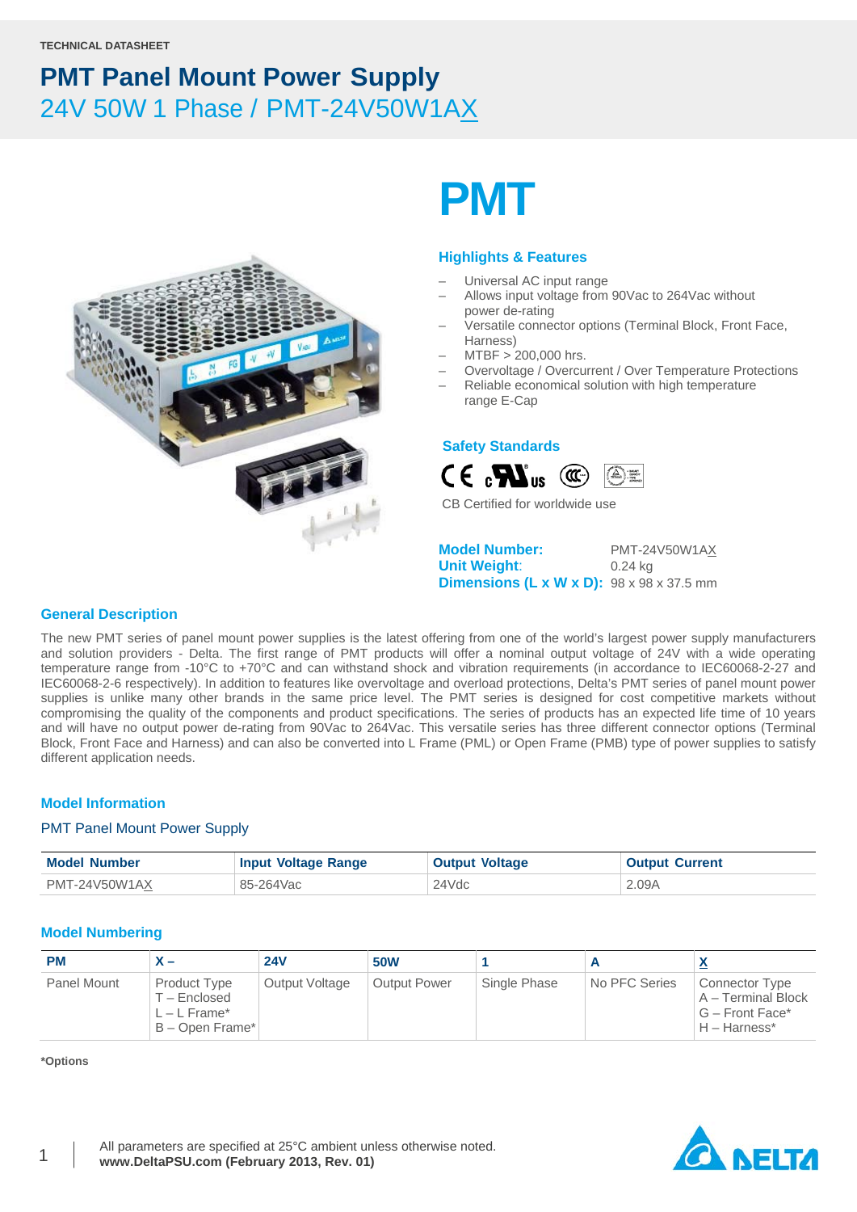TECHNICAL DATASHEET

# PMT Panel Mount Power Supply

## 24V 50W 1 Phase / PMT-24V50W1AX

# PMT

### Highlights & Features

- Universal AC input range
- Allows input voltage from 90Vac to 264Vac without power de-rating
- Versatile connector options (Terminal Block, Front Face, Harness)
- MTBF > 200,000 hrs.
- Overvoltage / Overcurrent / Over Temperature Protections
- Reliable economical solution with high temperature range E-Cap

### Safety Standards

CB Certified for worldwide use

**Model Number:** PMT-24V50W1AX
**Unit Weight:** 0.24 kg
**Dimensions (L x W x D):** 98 x 98 x 37.5 mm

### General Description

The new PMT series of panel mount power supplies is the latest offering from one of the world's largest power supply manufacturers and solution providers - Delta. The first range of PMT products will offer a nominal output voltage of 24V with a wide operating temperature range from -10°C to +70°C and can withstand shock and vibration requirements (in accordance to IEC60068-2-27 and IEC60068-2-6 respectively). In addition to features like overvoltage and overload protections, Delta's PMT series of panel mount power supplies is unlike many other brands in the same price level. The PMT series is designed for cost competitive markets without compromising the quality of the components and product specifications. The series of products has an expected life time of 10 years and will have no output power de-rating from 90Vac to 264Vac. This versatile series has three different connector options (Terminal Block, Front Face and Harness) and can also be converted into L Frame (PML) or Open Frame (PMB) type of power supplies to satisfy different application needs.

### Model Information

PMT Panel Mount Power Supply

| Model Number | Input Voltage Range | Output Voltage | Output Current |
|---|---|---|---|
| PMT-24V50W1AX | 85-264Vac | 24Vdc | 2.09A |

### Model Numbering

| PM | X – | 24V | 50W | 1 | A | X |
|---|---|---|---|---|---|---|
| Panel Mount | Product Type<br>T – Enclosed<br>L – L Frame*<br>B – Open Frame* | Output Voltage | Output Power | Single Phase | No PFC Series | Connector Type<br>A – Terminal Block<br>G – Front Face*<br>H – Harness* |

**\*Options**

All parameters are specified at 25°C ambient unless otherwise noted.
**www.DeltaPSU.com (February 2013, Rev. 01)**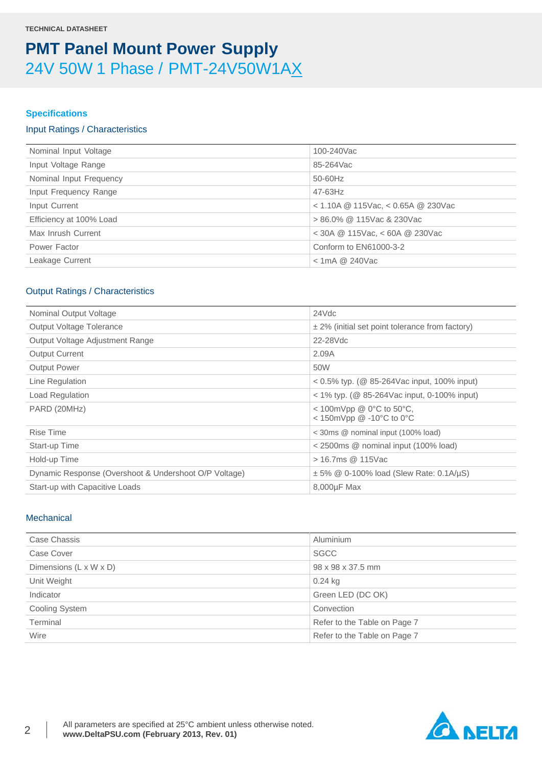TECHNICAL DATASHEET

# PMT Panel Mount Power Supply

## 24V 50W 1 Phase / PMT-24V50W1AX

### Specifications

#### Input Ratings / Characteristics

| | |
|---|---|
| Nominal Input Voltage | 100-240Vac |
| Input Voltage Range | 85-264Vac |
| Nominal Input Frequency | 50-60Hz |
| Input Frequency Range | 47-63Hz |
| Input Current | < 1.10A @ 115Vac, < 0.65A @ 230Vac |
| Efficiency at 100% Load | > 86.0% @ 115Vac & 230Vac |
| Max Inrush Current | < 30A @ 115Vac, < 60A @ 230Vac |
| Power Factor | Conform to EN61000-3-2 |
| Leakage Current | < 1mA @ 240Vac |

#### Output Ratings / Characteristics

| | |
|---|---|
| Nominal Output Voltage | 24Vdc |
| Output Voltage Tolerance | ± 2% (initial set point tolerance from factory) |
| Output Voltage Adjustment Range | 22-28Vdc |
| Output Current | 2.09A |
| Output Power | 50W |
| Line Regulation | < 0.5% typ. (@ 85-264Vac input, 100% input) |
| Load Regulation | < 1% typ. (@ 85-264Vac input, 0-100% input) |
| PARD (20MHz) | < 100mVpp @ 0°C to 50°C,<br>< 150mVpp @ -10°C to 0°C |
| Rise Time | < 30ms @ nominal input (100% load) |
| Start-up Time | < 2500ms @ nominal input (100% load) |
| Hold-up Time | > 16.7ms @ 115Vac |
| Dynamic Response (Overshoot & Undershoot O/P Voltage) | ± 5% @ 0-100% load (Slew Rate: 0.1A/µS) |
| Start-up with Capacitive Loads | 8,000µF Max |

#### Mechanical

| | |
|---|---|
| Case Chassis | Aluminium |
| Case Cover | SGCC |
| Dimensions (L x W x D) | 98 x 98 x 37.5 mm |
| Unit Weight | 0.24 kg |
| Indicator | Green LED (DC OK) |
| Cooling System | Convection |
| Terminal | Refer to the Table on Page 7 |
| Wire | Refer to the Table on Page 7 |

All parameters are specified at 25°C ambient unless otherwise noted.
**www.DeltaPSU.com (February 2013, Rev. 01)**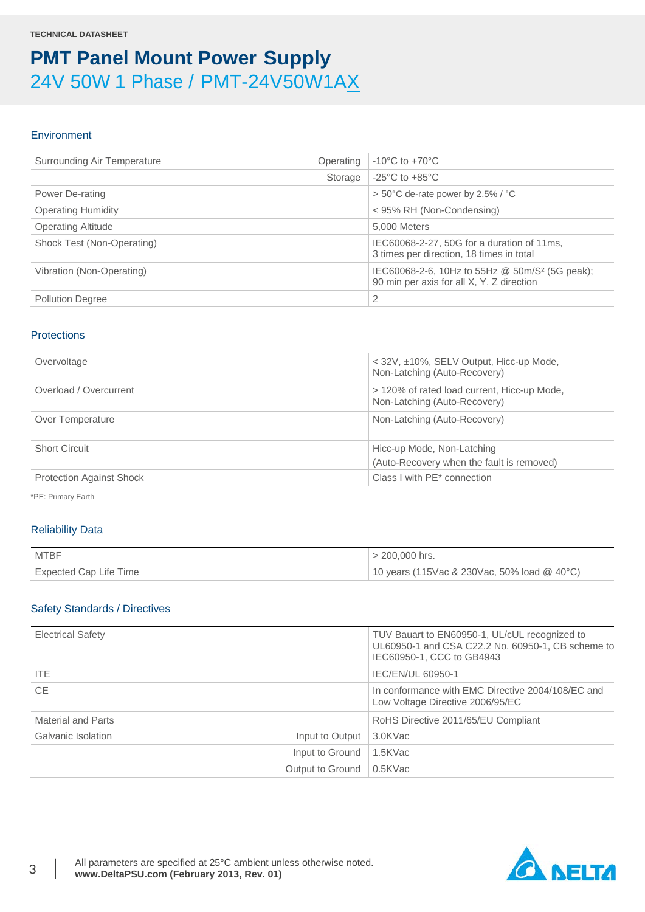TECHNICAL DATASHEET

# PMT Panel Mount Power Supply

## 24V 50W 1 Phase / PMT-24V50W1AX

### Environment

| | | |
|---|---|---|
| Surrounding Air Temperature | Operating | -10°C to +70°C |
| | Storage | -25°C to +85°C |
| Power De-rating | | > 50°C de-rate power by 2.5% / °C |
| Operating Humidity | | < 95% RH (Non-Condensing) |
| Operating Altitude | | 5,000 Meters |
| Shock Test (Non-Operating) | | IEC60068-2-27, 50G for a duration of 11ms, 3 times per direction, 18 times in total |
| Vibration (Non-Operating) | | IEC60068-2-6, 10Hz to 55Hz @ 50m/S² (5G peak); 90 min per axis for all X, Y, Z direction |
| Pollution Degree | | 2 |

### Protections

| | |
|---|---|
| Overvoltage | < 32V, ±10%, SELV Output, Hicc-up Mode, Non-Latching (Auto-Recovery) |
| Overload / Overcurrent | > 120% of rated load current, Hicc-up Mode, Non-Latching (Auto-Recovery) |
| Over Temperature | Non-Latching (Auto-Recovery) |
| Short Circuit | Hicc-up Mode, Non-Latching (Auto-Recovery when the fault is removed) |
| Protection Against Shock | Class I with PE* connection |

*PE: Primary Earth

### Reliability Data

| | |
|---|---|
| MTBF | > 200,000 hrs. |
| Expected Cap Life Time | 10 years (115Vac & 230Vac, 50% load @ 40°C) |

### Safety Standards / Directives

| | | |
|---|---|---|
| Electrical Safety | | TUV Bauart to EN60950-1, UL/cUL recognized to UL60950-1 and CSA C22.2 No. 60950-1, CB scheme to IEC60950-1, CCC to GB4943 |
| ITE | | IEC/EN/UL 60950-1 |
| CE | | In conformance with EMC Directive 2004/108/EC and Low Voltage Directive 2006/95/EC |
| Material and Parts | | RoHS Directive 2011/65/EU Compliant |
| Galvanic Isolation | Input to Output | 3.0KVac |
| | Input to Ground | 1.5KVac |
| | Output to Ground | 0.5KVac |

All parameters are specified at 25°C ambient unless otherwise noted.
**www.DeltaPSU.com (February 2013, Rev. 01)**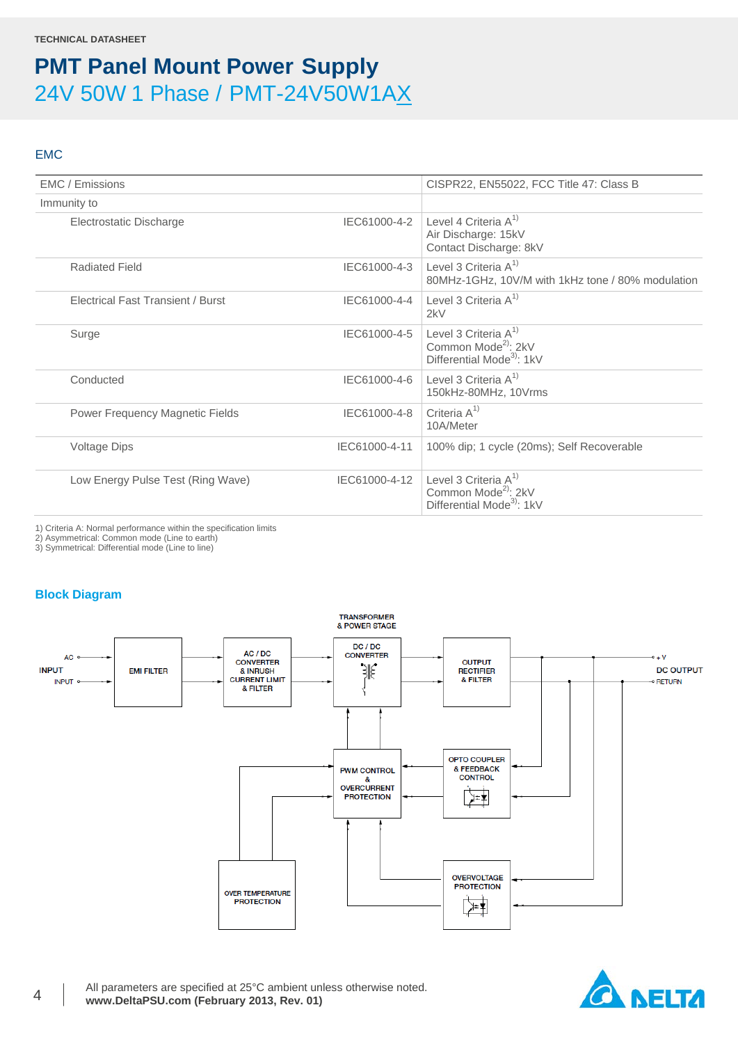TECHNICAL DATASHEET

# PMT Panel Mount Power Supply

## 24V 50W 1 Phase / PMT-24V50W1AX

### EMC

| EMC / Emissions | | CISPR22, EN55022, FCC Title 47: Class B |
|---|---|---|
| Immunity to | | |
| Electrostatic Discharge | IEC61000-4-2 | Level 4 Criteria A[1]<br>Air Discharge: 15kV<br>Contact Discharge: 8kV |
| Radiated Field | IEC61000-4-3 | Level 3 Criteria A[1]<br>80MHz-1GHz, 10V/M with 1kHz tone / 80% modulation |
| Electrical Fast Transient / Burst | IEC61000-4-4 | Level 3 Criteria A[1]<br>2kV |
| Surge | IEC61000-4-5 | Level 3 Criteria A[1]<br>Common Mode[2]: 2kV<br>Differential Mode[3]: 1kV |
| Conducted | IEC61000-4-6 | Level 3 Criteria A[1]<br>150kHz-80MHz, 10Vrms |
| Power Frequency Magnetic Fields | IEC61000-4-8 | Criteria A[1]<br>10A/Meter |
| Voltage Dips | IEC61000-4-11 | 100% dip; 1 cycle (20ms); Self Recoverable |
| Low Energy Pulse Test (Ring Wave) | IEC61000-4-12 | Level 3 Criteria A[1]<br>Common Mode[2]: 2kV<br>Differential Mode[3]: 1kV |

1) Criteria A: Normal performance within the specification limits
2) Asymmetrical: Common mode (Line to earth)
3) Symmetrical: Differential mode (Line to line)

### Block Diagram

AC INPUT → EMI FILTER → AC / DC CONVERTER & INRUSH CURRENT LIMIT & FILTER → TRANSFORMER & POWER STAGE: DC / DC CONVERTER → OUTPUT RECTIFIER & FILTER → DC OUTPUT (+V, RETURN)

PWM CONTROL & OVERCURRENT PROTECTION; OPTO COUPLER & FEEDBACK CONTROL; OVER TEMPERATURE PROTECTION; OVERVOLTAGE PROTECTION

All parameters are specified at 25°C ambient unless otherwise noted.
**www.DeltaPSU.com (February 2013, Rev. 01)**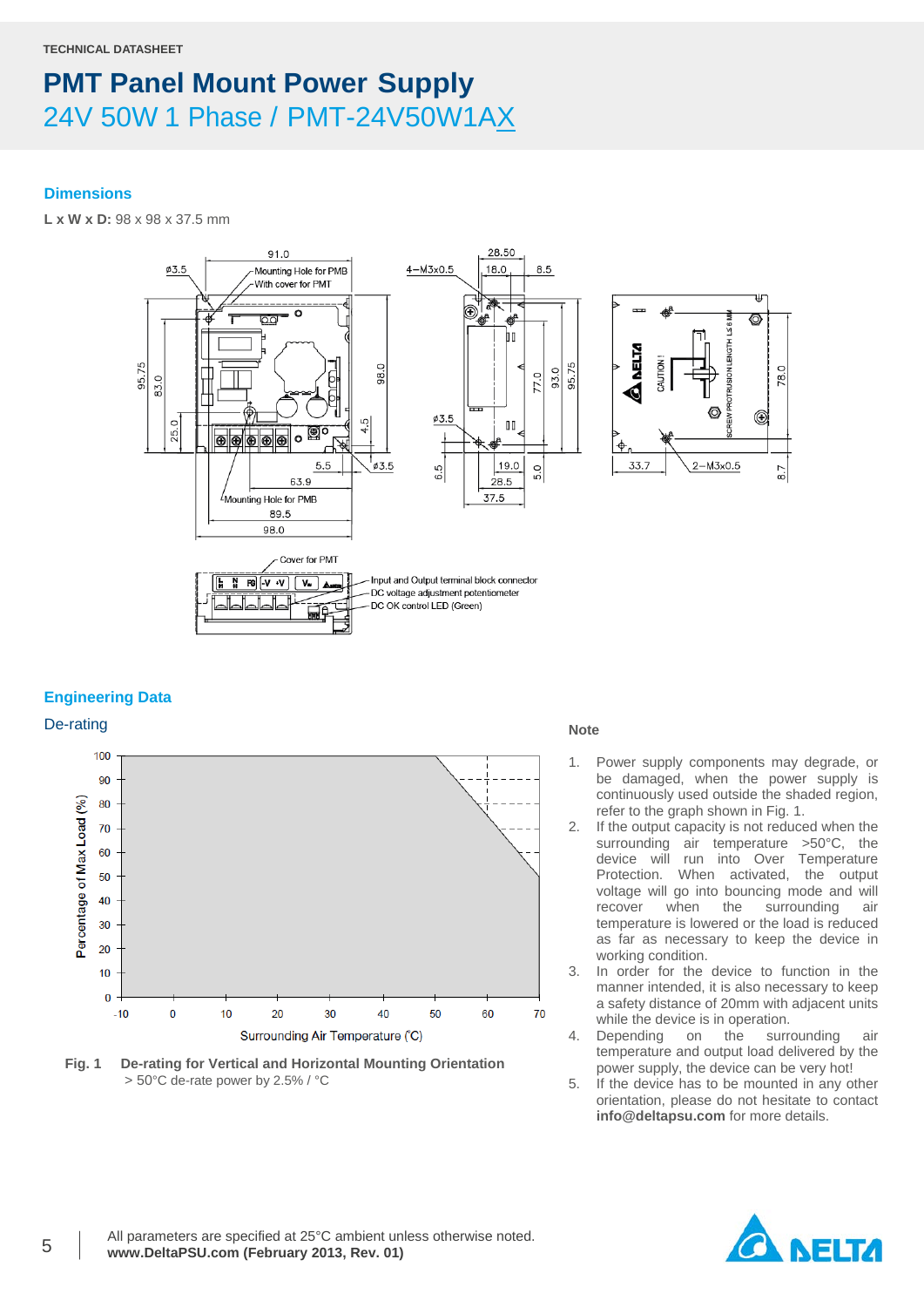TECHNICAL DATASHEET

# PMT Panel Mount Power Supply

## 24V 50W 1 Phase / PMT-24V50W1AX

### Dimensions

**L x W x D:** 98 x 98 x 37.5 mm

### Engineering Data

#### De-rating

Fig. 1 **De-rating for Vertical and Horizontal Mounting Orientation**
> 50°C de-rate power by 2.5% / °C

#### Note

1. Power supply components may degrade, or be damaged, when the power supply is continuously used outside the shaded region, refer to the graph shown in Fig. 1.
2. If the output capacity is not reduced when the surrounding air temperature >50°C, the device will run into Over Temperature Protection. When activated, the output voltage will go into bouncing mode and will recover when the surrounding air temperature is lowered or the load is reduced as far as necessary to keep the device in working condition.
3. In order for the device to function in the manner intended, it is also necessary to keep a safety distance of 20mm with adjacent units while the device is in operation.
4. Depending on the surrounding air temperature and output load delivered by the power supply, the device can be very hot!
5. If the device has to be mounted in any other orientation, please do not hesitate to contact **info@deltapsu.com** for more details.

All parameters are specified at 25°C ambient unless otherwise noted.
**www.DeltaPSU.com (February 2013, Rev. 01)**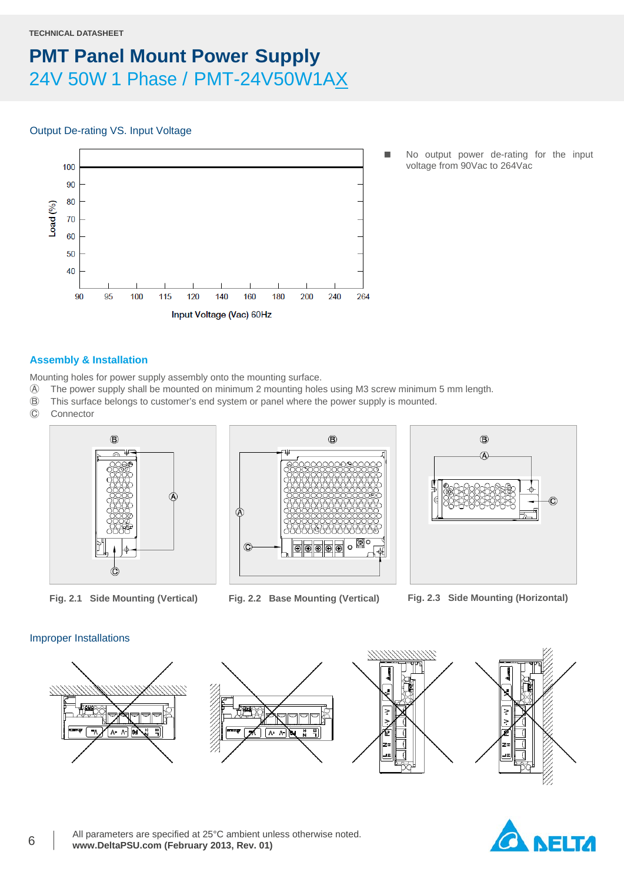TECHNICAL DATASHEET

# PMT Panel Mount Power Supply

## 24V 50W 1 Phase / PMT-24V50W1AX

### Output De-rating VS. Input Voltage

- No output power de-rating for the input voltage from 90Vac to 264Vac

### Assembly & Installation

Mounting holes for power supply assembly onto the mounting surface.

Ⓐ The power supply shall be mounted on minimum 2 mounting holes using M3 screw minimum 5 mm length.

Ⓑ This surface belongs to customer's end system or panel where the power supply is mounted.

Ⓒ Connector

**Fig. 2.1 Side Mounting (Vertical)**

**Fig. 2.2 Base Mounting (Vertical)**

**Fig. 2.3 Side Mounting (Horizontal)**

### Improper Installations

All parameters are specified at 25°C ambient unless otherwise noted.
**www.DeltaPSU.com (February 2013, Rev. 01)**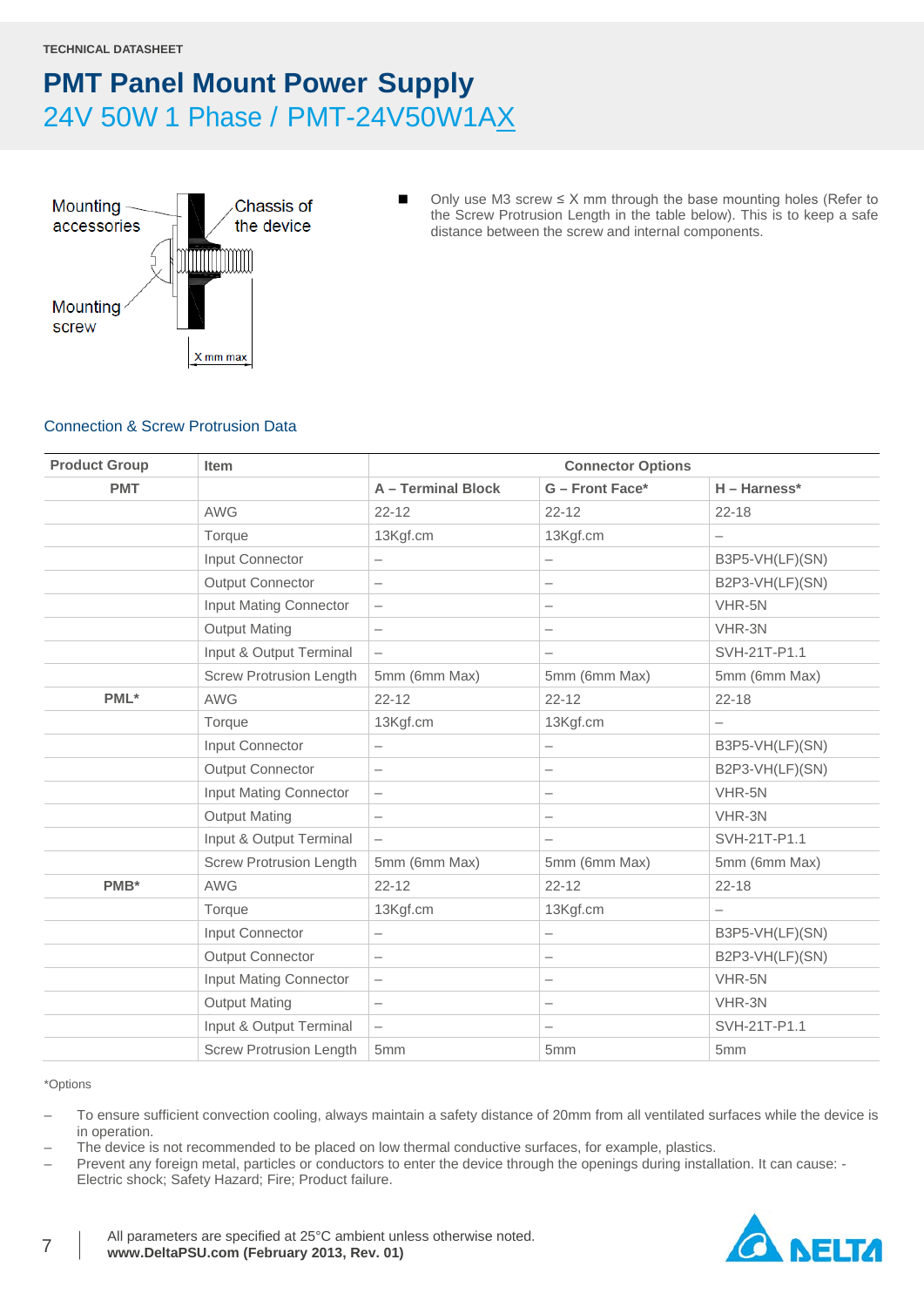TECHNICAL DATASHEET

# PMT Panel Mount Power Supply

## 24V 50W 1 Phase / PMT-24V50W1AX

Mounting accessories — Chassis of the device — Mounting screw — X mm max

- Only use M3 screw ≤ X mm through the base mounting holes (Refer to the Screw Protrusion Length in the table below). This is to keep a safe distance between the screw and internal components.

### Connection & Screw Protrusion Data

| Product Group | Item | Connector Options | | |
|---|---|---|---|---|
| PMT | | A – Terminal Block | G – Front Face* | H – Harness* |
| | AWG | 22-12 | 22-12 | 22-18 |
| | Torque | 13Kgf.cm | 13Kgf.cm | – |
| | Input Connector | – | – | B3P5-VH(LF)(SN) |
| | Output Connector | – | – | B2P3-VH(LF)(SN) |
| | Input Mating Connector | – | – | VHR-5N |
| | Output Mating | – | – | VHR-3N |
| | Input & Output Terminal | – | – | SVH-21T-P1.1 |
| | Screw Protrusion Length | 5mm (6mm Max) | 5mm (6mm Max) | 5mm (6mm Max) |
| PML* | AWG | 22-12 | 22-12 | 22-18 |
| | Torque | 13Kgf.cm | 13Kgf.cm | – |
| | Input Connector | – | – | B3P5-VH(LF)(SN) |
| | Output Connector | – | – | B2P3-VH(LF)(SN) |
| | Input Mating Connector | – | – | VHR-5N |
| | Output Mating | – | – | VHR-3N |
| | Input & Output Terminal | – | – | SVH-21T-P1.1 |
| | Screw Protrusion Length | 5mm (6mm Max) | 5mm (6mm Max) | 5mm (6mm Max) |
| PMB* | AWG | 22-12 | 22-12 | 22-18 |
| | Torque | 13Kgf.cm | 13Kgf.cm | – |
| | Input Connector | – | – | B3P5-VH(LF)(SN) |
| | Output Connector | – | – | B2P3-VH(LF)(SN) |
| | Input Mating Connector | – | – | VHR-5N |
| | Output Mating | – | – | VHR-3N |
| | Input & Output Terminal | – | – | SVH-21T-P1.1 |
| | Screw Protrusion Length | 5mm | 5mm | 5mm |

*Options

- To ensure sufficient convection cooling, always maintain a safety distance of 20mm from all ventilated surfaces while the device is in operation.
- The device is not recommended to be placed on low thermal conductive surfaces, for example, plastics.
- Prevent any foreign metal, particles or conductors to enter the device through the openings during installation. It can cause: - Electric shock; Safety Hazard; Fire; Product failure.

All parameters are specified at 25°C ambient unless otherwise noted.
**www.DeltaPSU.com (February 2013, Rev. 01)**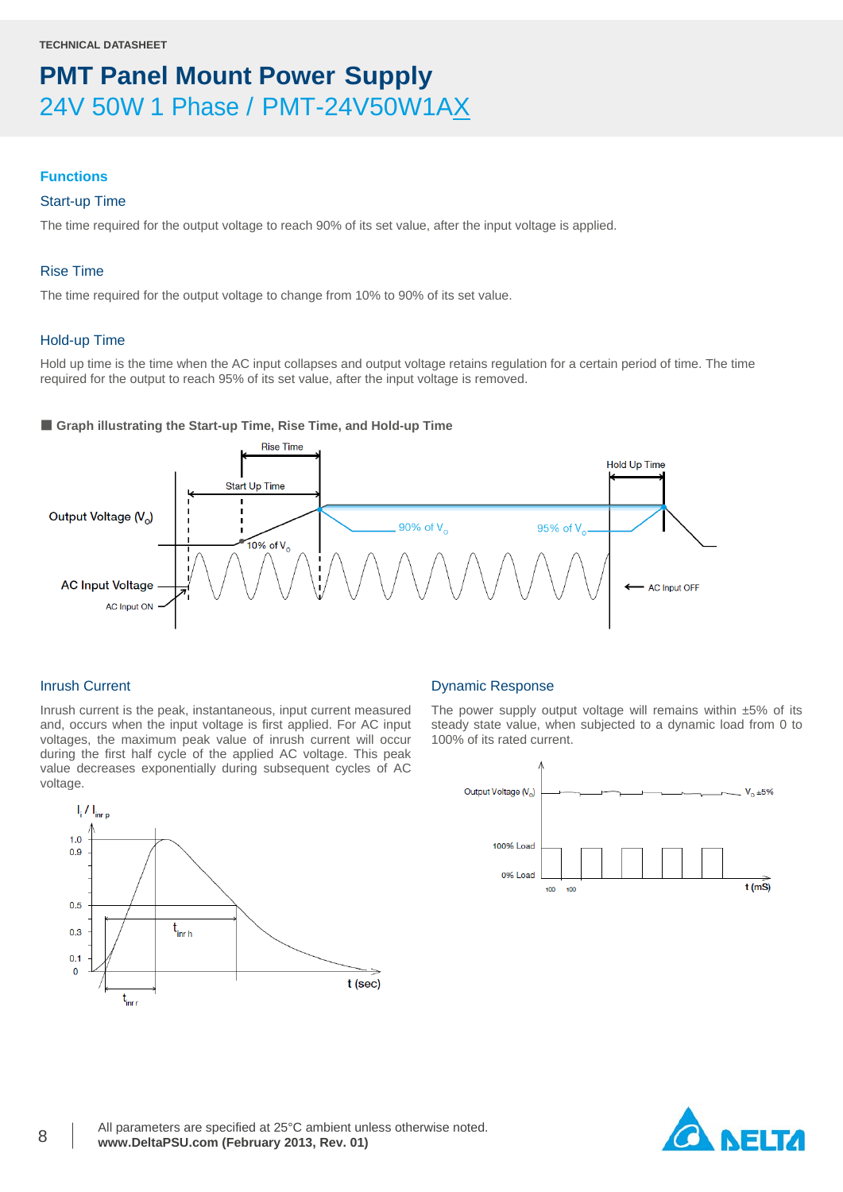TECHNICAL DATASHEET

# PMT Panel Mount Power Supply

## 24V 50W 1 Phase / PMT-24V50W1AX

## Functions

### Start-up Time

The time required for the output voltage to reach 90% of its set value, after the input voltage is applied.

### Rise Time

The time required for the output voltage to change from 10% to 90% of its set value.

### Hold-up Time

Hold up time is the time when the AC input collapses and output voltage retains regulation for a certain period of time. The time required for the output to reach 95% of its set value, after the input voltage is removed.

■ **Graph illustrating the Start-up Time, Rise Time, and Hold-up Time**

### Inrush Current

Inrush current is the peak, instantaneous, input current measured and, occurs when the input voltage is first applied. For AC input voltages, the maximum peak value of inrush current will occur during the first half cycle of the applied AC voltage. This peak value decreases exponentially during subsequent cycles of AC voltage.

### Dynamic Response

The power supply output voltage will remains within ±5% of its steady state value, when subjected to a dynamic load from 0 to 100% of its rated current.

All parameters are specified at 25°C ambient unless otherwise noted.
**www.DeltaPSU.com (February 2013, Rev. 01)**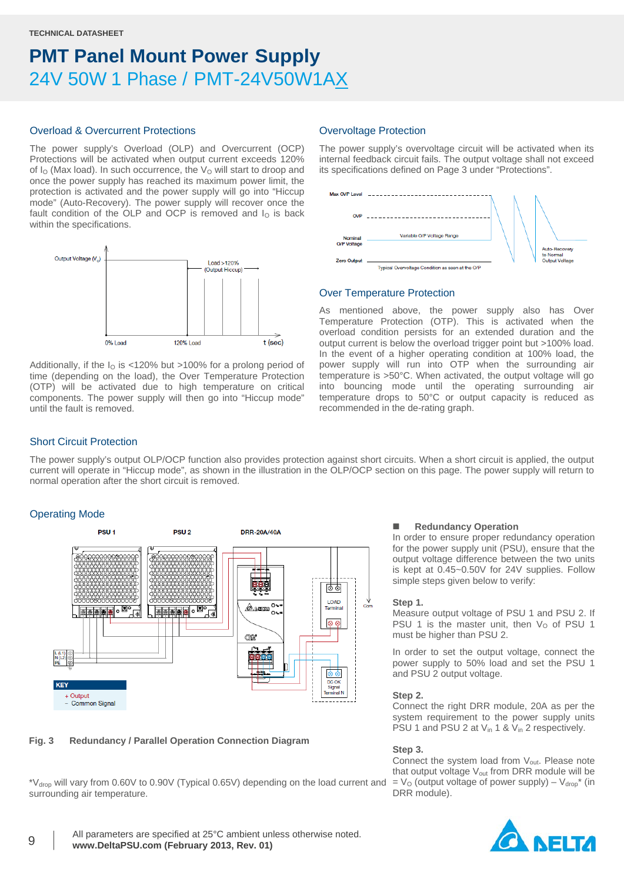TECHNICAL DATASHEET

# PMT Panel Mount Power Supply

24V 50W 1 Phase / PMT-24V50W1AX

## Overload & Overcurrent Protections

The power supply's Overload (OLP) and Overcurrent (OCP) Protections will be activated when output current exceeds 120% of $I_O$ (Max load). In such occurrence, the $V_O$ will start to droop and once the power supply has reached its maximum power limit, the protection is activated and the power supply will go into "Hiccup mode" (Auto-Recovery). The power supply will recover once the fault condition of the OLP and OCP is removed and $I_O$ is back within the specifications.

Additionally, if the $I_O$ is <120% but >100% for a prolong period of time (depending on the load), the Over Temperature Protection (OTP) will be activated due to high temperature on critical components. The power supply will then go into "Hiccup mode" until the fault is removed.

## Overvoltage Protection

The power supply's overvoltage circuit will be activated when its internal feedback circuit fails. The output voltage shall not exceed its specifications defined on Page 3 under "Protections".

## Over Temperature Protection

As mentioned above, the power supply also has Over Temperature Protection (OTP). This is activated when the overload condition persists for an extended duration and the output current is below the overload trigger point but >100% load. In the event of a higher operating condition at 100% load, the power supply will run into OTP when the surrounding air temperature is >50°C. When activated, the output voltage will go into bouncing mode until the operating surrounding air temperature drops to 50°C or output capacity is reduced as recommended in the de-rating graph.

## Short Circuit Protection

The power supply's output OLP/OCP function also provides protection against short circuits. When a short circuit is applied, the output current will operate in "Hiccup mode", as shown in the illustration in the OLP/OCP section on this page. The power supply will return to normal operation after the short circuit is removed.

## Operating Mode

**Fig. 3 Redundancy / Parallel Operation Connection Diagram**

*$V_{drop}$ will vary from 0.60V to 0.90V (Typical 0.65V) depending on the load current and surrounding air temperature.

### Redundancy Operation

In order to ensure proper redundancy operation for the power supply unit (PSU), ensure that the output voltage difference between the two units is kept at 0.45~0.50V for 24V supplies. Follow simple steps given below to verify:

**Step 1.**

Measure output voltage of PSU 1 and PSU 2. If PSU 1 is the master unit, then $V_O$ of PSU 1 must be higher than PSU 2.

In order to set the output voltage, connect the power supply to 50% load and set the PSU 1 and PSU 2 output voltage.

**Step 2.**

Connect the right DRR module, 20A as per the system requirement to the power supply units PSU 1 and PSU 2 at $V_{in}$ 1 & $V_{in}$ 2 respectively.

**Step 3.**

Connect the system load from $V_{out}$. Please note that output voltage $V_{out}$ from DRR module will be $= V_O$ (output voltage of power supply) – $V_{drop}$* (in DRR module).

All parameters are specified at 25°C ambient unless otherwise noted.
**www.DeltaPSU.com (February 2013, Rev. 01)**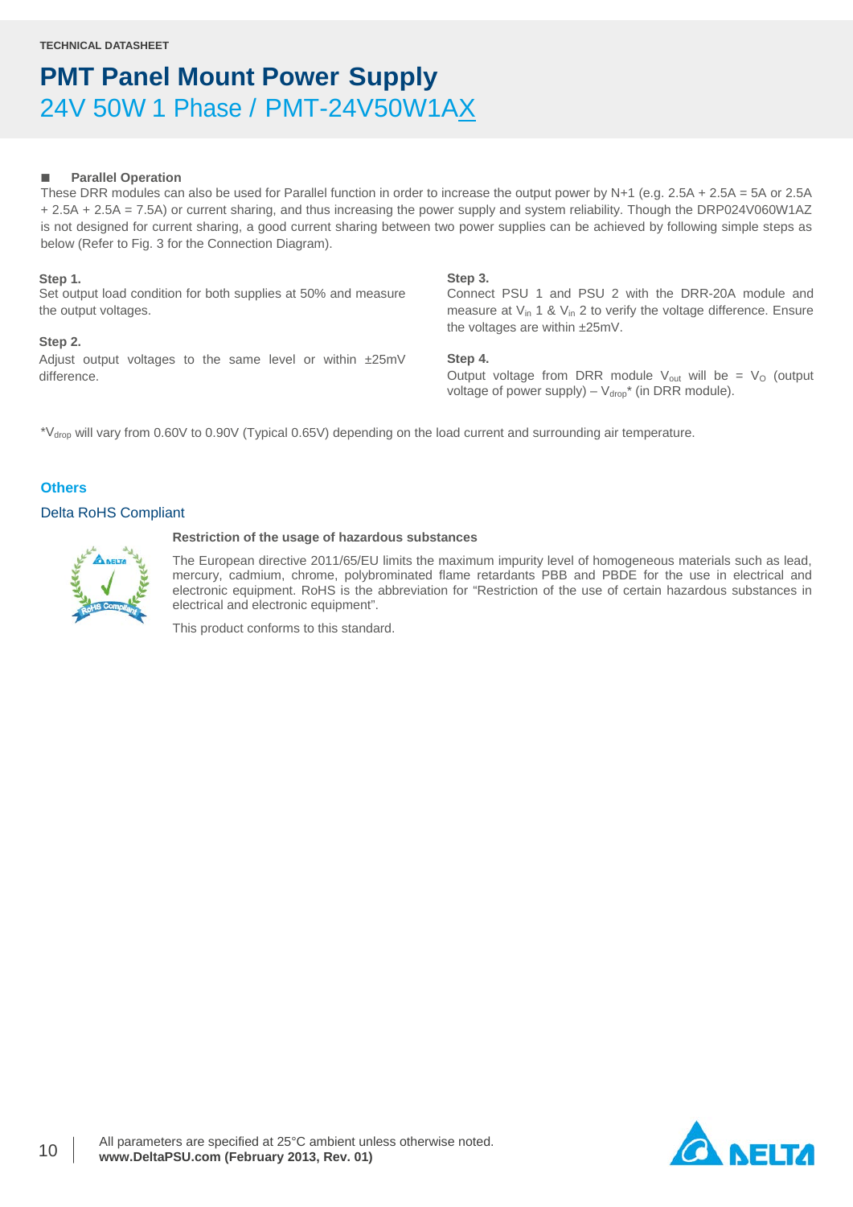TECHNICAL DATASHEET

# PMT Panel Mount Power Supply

## 24V 50W 1 Phase / PMT-24V50W1AX

### Parallel Operation

These DRR modules can also be used for Parallel function in order to increase the output power by N+1 (e.g. 2.5A + 2.5A = 5A or 2.5A + 2.5A + 2.5A = 7.5A) or current sharing, and thus increasing the power supply and system reliability. Though the DRP024V060W1AZ is not designed for current sharing, a good current sharing between two power supplies can be achieved by following simple steps as below (Refer to Fig. 3 for the Connection Diagram).

**Step 1.**
Set output load condition for both supplies at 50% and measure the output voltages.

**Step 2.**
Adjust output voltages to the same level or within ±25mV difference.

**Step 3.**
Connect PSU 1 and PSU 2 with the DRR-20A module and measure at $V_{in}$ 1 & $V_{in}$ 2 to verify the voltage difference. Ensure the voltages are within ±25mV.

**Step 4.**
Output voltage from DRR module $V_{out}$ will be = $V_O$ (output voltage of power supply) – $V_{drop}$* (in DRR module).

*$V_{drop}$ will vary from 0.60V to 0.90V (Typical 0.65V) depending on the load current and surrounding air temperature.

## Others

### Delta RoHS Compliant

**Restriction of the usage of hazardous substances**

The European directive 2011/65/EU limits the maximum impurity level of homogeneous materials such as lead, mercury, cadmium, chrome, polybrominated flame retardants PBB and PBDE for the use in electrical and electronic equipment. RoHS is the abbreviation for "Restriction of the use of certain hazardous substances in electrical and electronic equipment".

This product conforms to this standard.

All parameters are specified at 25°C ambient unless otherwise noted.
**www.DeltaPSU.com (February 2013, Rev. 01)**